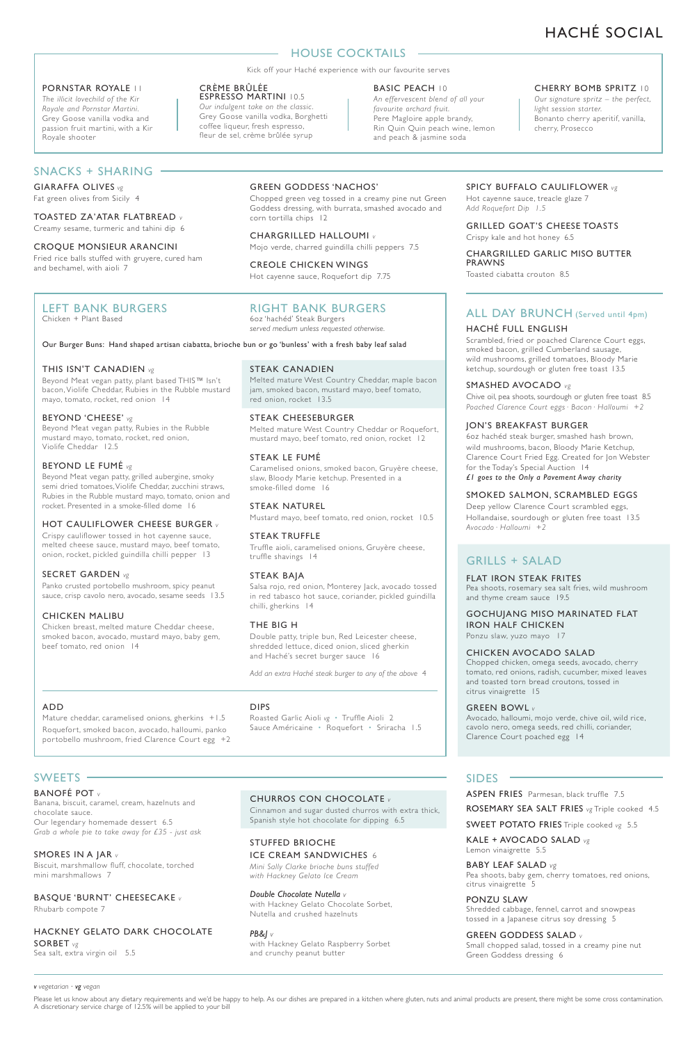# HACHÉ SOCIAL

## HOUSE COCKTAILS

Kick off your Haché experience with our favourite serves

**PORNSTAR ROYALE** 11
*The illicit lovechild of the Kir Royale and Pornstar Martini.*
Grey Goose vanilla vodka and passion fruit martini, with a Kir Royale shooter

**CRÈME BRÛLÉE ESPRESSO MARTINI** 10.5
*Our indulgent take on the classic.*
Grey Goose vanilla vodka, Borghetti coffee liqueur, fresh espresso, fleur de sel, crème brûlée syrup

**BASIC PEACH** 10
*An effervescent blend of all your favourite orchard fruit.*
Pere Magloire apple brandy, Rin Quin Quin peach wine, lemon and peach & jasmine soda

**CHERRY BOMB SPRITZ** 10
*Our signature spritz – the perfect, light session starter.*
Bonanto cherry aperitif, vanilla, cherry, Prosecco

## SNACKS + SHARING

**GIARAFFA OLIVES** *vg*
Fat green olives from Sicily 4

**TOASTED ZA'ATAR FLATBREAD** *v*
Creamy sesame, turmeric and tahini dip 6

**CROQUE MONSIEUR ARANCINI**
Fried rice balls stuffed with gruyere, cured ham and bechamel, with aioli 7

**GREEN GODDESS 'NACHOS'**
Chopped green veg tossed in a creamy pine nut Green Goddess dressing, with burrata, smashed avocado and corn tortilla chips 12

**CHARGRILLED HALLOUMI** *v*
Mojo verde, charred guindilla chilli peppers 7.5

**CREOLE CHICKEN WINGS**
Hot cayenne sauce, Roquefort dip 7.75

**SPICY BUFFALO CAULIFLOWER** *vg*
Hot cayenne sauce, treacle glaze 7
*Add Roquefort Dip 1.5*

**GRILLED GOAT'S CHEESE TOASTS**
Crispy kale and hot honey 6.5

**CHARGRILLED GARLIC MISO BUTTER PRAWNS**
Toasted ciabatta crouton 8.5

## LEFT BANK BURGERS

Chicken + Plant Based

## RIGHT BANK BURGERS

6oz 'haché' Steak Burgers
*served medium unless requested otherwise.*

Our Burger Buns: Hand shaped artisan ciabatta, brioche bun or go 'bunless' with a fresh baby leaf salad

**THIS ISN'T CANADIEN** *vg*
Beyond Meat vegan patty, plant based THIS™ Isn't bacon, Violife Cheddar, Rubies in the Rubble mustard mayo, tomato, rocket, red onion 14

**BEYOND 'CHEESE'** *vg*
Beyond Meat vegan patty, Rubies in the Rubble mustard mayo, tomato, rocket, red onion, Violife Cheddar 12.5

**BEYOND LE FUMÉ** *vg*
Beyond Meat vegan patty, grilled aubergine, smoky semi dried tomatoes, Violife Cheddar, zucchini straws, Rubies in the Rubble mustard mayo, tomato, onion and rocket. Presented in a smoke-filled dome 16

**HOT CAULIFLOWER CHEESE BURGER** *v*
Crispy cauliflower tossed in hot cayenne sauce, melted cheese sauce, mustard mayo, beef tomato, onion, rocket, pickled guindilla chilli pepper 13

**SECRET GARDEN** *vg*
Panko crusted portobello mushroom, spicy peanut sauce, crisp cavolo nero, avocado, sesame seeds 13.5

**CHICKEN MALIBU**
Chicken breast, melted mature Cheddar cheese, smoked bacon, avocado, mustard mayo, baby gem, beef tomato, red onion 14

**STEAK CANADIEN**
Melted mature West Country Cheddar, maple bacon jam, smoked bacon, mustard mayo, beef tomato, red onion, rocket 13.5

**STEAK CHEESEBURGER**
Melted mature West Country Cheddar or Roquefort, mustard mayo, beef tomato, red onion, rocket 12

**STEAK LE FUMÉ**
Caramelised onions, smoked bacon, Gruyère cheese, slaw, Bloody Marie ketchup. Presented in a smoke-filled dome 16

**STEAK NATUREL**
Mustard mayo, beef tomato, red onion, rocket 10.5

**STEAK TRUFFLE**
Truffle aioli, caramelised onions, Gruyère cheese, truffle shavings 14

**STEAK BAJA**
Salsa rojo, red onion, Monterey Jack, avocado tossed in red tabasco hot sauce, coriander, pickled guindilla chilli, gherkins 14

**THE BIG H**
Double patty, triple bun, Red Leicester cheese, shredded lettuce, diced onion, sliced gherkin and Haché's secret burger sauce 16

*Add an extra Haché steak burger to any of the above 4*

**ADD**
Mature cheddar, caramelised onions, gherkins +1.5
Roquefort, smoked bacon, avocado, halloumi, panko portobello mushroom, fried Clarence Court egg +2

**DIPS**
Roasted Garlic Aioli *vg* · Truffle Aioli 2
Sauce Américaine · Roquefort · Sriracha 1.5

## ALL DAY BRUNCH (Served until 4pm)

**HACHÉ FULL ENGLISH**
Scrambled, fried or poached Clarence Court eggs, smoked bacon, grilled Cumberland sausage, wild mushrooms, grilled tomatoes, Bloody Marie ketchup, sourdough or gluten free toast 13.5

**SMASHED AVOCADO** *vg*
Chive oil, pea shoots, sourdough or gluten free toast 8.5
*Poached Clarence Court eggs · Bacon · Halloumi +2*

**JON'S BREAKFAST BURGER**
6oz haché steak burger, smashed hash brown, wild mushrooms, bacon, Bloody Marie Ketchup, Clarence Court Fried Egg. Created for Jon Webster for the Today's Special Auction 14
***£1 goes to the Only a Pavement Away charity***

**SMOKED SALMON, SCRAMBLED EGGS**
Deep yellow Clarence Court scrambled eggs, Hollandaise, sourdough or gluten free toast 13.5
*Avocado · Halloumi +2*

## GRILLS + SALAD

**FLAT IRON STEAK FRITES**
Pea shoots, rosemary sea salt fries, wild mushroom and thyme cream sauce 19.5

**GOCHUJANG MISO MARINATED FLAT IRON HALF CHICKEN**
Ponzu slaw, yuzo mayo 17

**CHICKEN AVOCADO SALAD**
Chopped chicken, omega seeds, avocado, cherry tomato, red onions, radish, cucumber, mixed leaves and toasted torn bread croutons, tossed in citrus vinaigrette 15

**GREEN BOWL** *v*
Avocado, halloumi, mojo verde, chive oil, wild rice, cavolo nero, omega seeds, red chilli, coriander, Clarence Court poached egg 14

## SWEETS

**BANOFÉ POT** *v*
Banana, biscuit, caramel, cream, hazelnuts and chocolate sauce.
Our legendary homemade dessert 6.5
*Grab a whole pie to take away for £35 - just ask*

**SMORES IN A JAR** *v*
Biscuit, marshmallow fluff, chocolate, torched mini marshmallows 7

**BASQUE 'BURNT' CHEESECAKE** *v*
Rhubarb compote 7

**HACKNEY GELATO DARK CHOCOLATE SORBET** *vg*
Sea salt, extra virgin oil 5.5

**CHURROS CON CHOCOLATE** *v*
Cinnamon and sugar dusted churros with extra thick, Spanish style hot chocolate for dipping 6.5

**STUFFED BRIOCHE ICE CREAM SANDWICHES** 6
*Mini Sally Clarke brioche buns stuffed with Hackney Gelato Ice Cream*

***Double Chocolate Nutella*** *v*
with Hackney Gelato Chocolate Sorbet, Nutella and crushed hazelnuts

***PB&J*** *v*
with Hackney Gelato Raspberry Sorbet and crunchy peanut butter

## SIDES

**ASPEN FRIES** Parmesan, black truffle 7.5

**ROSEMARY SEA SALT FRIES** *vg* Triple cooked 4.5

**SWEET POTATO FRIES** Triple cooked *vg* 5.5

**KALE + AVOCADO SALAD** *vg*
Lemon vinaigrette 5.5

**BABY LEAF SALAD** *vg*
Pea shoots, baby gem, cherry tomatoes, red onions, citrus vinaigrette 5

**PONZU SLAW**
Shredded cabbage, fennel, carrot and snowpeas tossed in a Japanese citrus soy dressing 5

**GREEN GODDESS SALAD** *v*
Small chopped salad, tossed in a creamy pine nut Green Goddess dressing 6

*v vegetarian · vg vegan*

Please let us know about any dietary requirements and we'd be happy to help. As our dishes are prepared in a kitchen where gluten, nuts and animal products are present, there might be some cross contamination. A discretionary service charge of 12.5% will be applied to your bill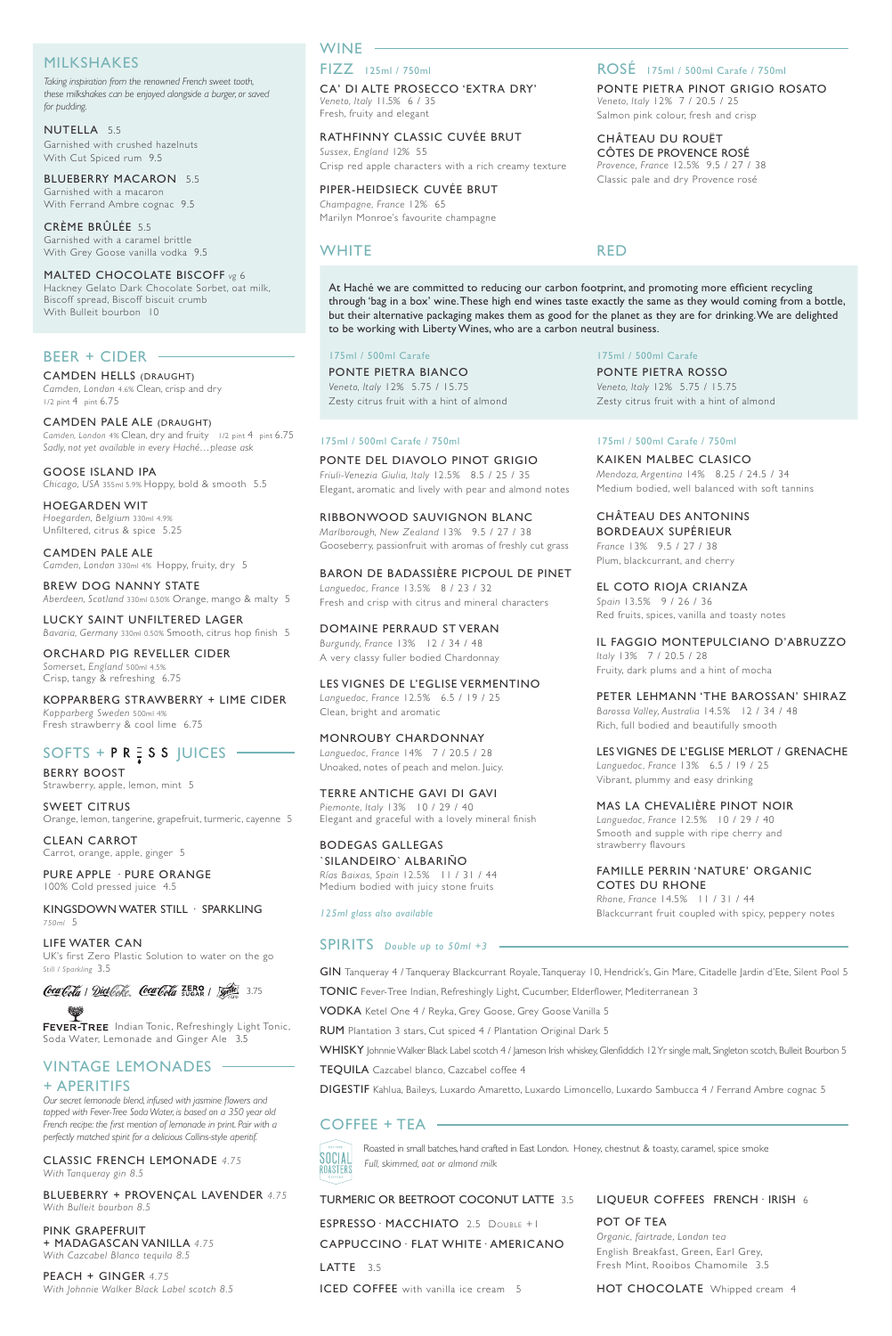## MILKSHAKES

*Taking inspiration from the renowned French sweet tooth, these milkshakes can be enjoyed alongside a burger, or saved for pudding.*

**NUTELLA** 5.5
Garnished with crushed hazelnuts
With Cut Spiced rum 9.5

**BLUEBERRY MACARON** 5.5
Garnished with a macaron
With Ferrand Ambre cognac 9.5

**CRÈME BRÛLÉE** 5.5
Garnished with a caramel brittle
With Grey Goose vanilla vodka 9.5

**MALTED CHOCOLATE BISCOFF** *vg* 6
Hackney Gelato Dark Chocolate Sorbet, oat milk, Biscoff spread, Biscoff biscuit crumb
With Bulleit bourbon 10

## BEER + CIDER

**CAMDEN HELLS** (DRAUGHT)
*Camden, London* 4.6% Clean, crisp and dry
1/2 pint 4 pint 6.75

**CAMDEN PALE ALE** (DRAUGHT)
*Camden, London* 4% Clean, dry and fruity 1/2 pint 4 pint 6.75
*Sadly, not yet available in every Haché…please ask*

**GOOSE ISLAND IPA**
*Chicago, USA* 355ml 5.9% Hoppy, bold & smooth 5.5

**HOEGARDEN WIT**
*Hoegarden, Belgium* 330ml 4.9%
Unfiltered, citrus & spice 5.25

**CAMDEN PALE ALE**
*Camden, London* 330ml 4% Hoppy, fruity, dry 5

**BREW DOG NANNY STATE**
*Aberdeen, Scotland* 330ml 0.50% Orange, mango & malty 5

**LUCKY SAINT UNFILTERED LAGER**
*Bavaria, Germany* 330ml 0.50% Smooth, citrus hop finish 5

**ORCHARD PIG REVELLER CIDER**
*Somerset, England* 500ml 4.5%
Crisp, tangy & refreshing 6.75

**KOPPARBERG STRAWBERRY + LIME CIDER**
*Kopparberg Sweden* 500ml 4%
Fresh strawberry & cool lime 6.75

## SOFTS + PRESS JUICES

**BERRY BOOST**
Strawberry, apple, lemon, mint 5

**SWEET CITRUS**
Orange, lemon, tangerine, grapefruit, turmeric, cayenne 5

**CLEAN CARROT**
Carrot, orange, apple, ginger 5

**PURE APPLE · PURE ORANGE**
100% Cold pressed juice 4.5

**KINGSDOWN WATER STILL · SPARKLING**
750ml 5

**LIFE WATER CAN**
UK's first Zero Plastic Solution to water on the go
Still / Sparkling 3.5

Coca-Cola / Diet Coke / Coca-Cola Zero Sugar / Sprite 3.75

**FEVER-TREE** Indian Tonic, Refreshingly Light Tonic, Soda Water, Lemonade and Ginger Ale 3.5

## VINTAGE LEMONADES + APERITIFS

*Our secret lemonade blend, infused with jasmine flowers and topped with Fever-Tree Soda Water, is based on a 350 year old French recipe: the first mention of lemonade in print. Pair with a perfectly matched spirit for a delicious Collins-style aperitif.*

**CLASSIC FRENCH LEMONADE** 4.75
*With Tanqueray gin 8.5*

**BLUEBERRY + PROVENÇAL LAVENDER** 4.75
*With Bulleit bourbon 8.5*

**PINK GRAPEFRUIT + MADAGASCAN VANILLA** 4.75
*With Cazcabel Blanco tequila 8.5*

**PEACH + GINGER** 4.75
*With Johnnie Walker Black Label scotch 8.5*

## WINE

### FIZZ 125ml / 750ml

**CA' DI ALTE PROSECCO 'EXTRA DRY'**
*Veneto, Italy* 11.5% 6 / 35
Fresh, fruity and elegant

**RATHFINNY CLASSIC CUVÉE BRUT**
*Sussex, England* 12% 55
Crisp red apple characters with a rich creamy texture

**PIPER-HEIDSIECK CUVÉE BRUT**
*Champagne, France* 12% 65
Marilyn Monroe's favourite champagne

### ROSÉ 175ml / 500ml Carafe / 750ml

**PONTE PIETRA PINOT GRIGIO ROSATO**
*Veneto, Italy* 12% 7 / 20.5 / 25
Salmon pink colour, fresh and crisp

**CHÂTEAU DU ROUËT CÔTES DE PROVENCE ROSÉ**
*Provence, France* 12.5% 9.5 / 27 / 38
Classic pale and dry Provence rosé

At Haché we are committed to reducing our carbon footprint, and promoting more efficient recycling through 'bag in a box' wine. These high end wines taste exactly the same as they would coming from a bottle, but their alternative packaging makes them as good for the planet as they are for drinking. We are delighted to be working with Liberty Wines, who are a carbon neutral business.

### WHITE

175ml / 500ml Carafe

**PONTE PIETRA BIANCO**
*Veneto, Italy* 12% 5.75 / 15.75
Zesty citrus fruit with a hint of almond

175ml / 500ml Carafe / 750ml

**PONTE DEL DIAVOLO PINOT GRIGIO**
*Friuli-Venezia Giulia, Italy* 12.5% 8.5 / 25 / 35
Elegant, aromatic and lively with pear and almond notes

**RIBBONWOOD SAUVIGNON BLANC**
*Marlborough, New Zealand* 13% 9.5 / 27 / 38
Gooseberry, passionfruit with aromas of freshly cut grass

**BARON DE BADASSIÈRE PICPOUL DE PINET**
*Languedoc, France* 13.5% 8 / 23 / 32
Fresh and crisp with citrus and mineral characters

**DOMAINE PERRAUD ST VERAN**
*Burgundy, France* 13% 12 / 34 / 48
A very classy fuller bodied Chardonnay

**LES VIGNES DE L'EGLISE VERMENTINO**
*Languedoc, France* 12.5% 6.5 / 19 / 25
Clean, bright and aromatic

**MONROUBY CHARDONNAY**
*Languedoc, France* 14% 7 / 20.5 / 28
Unoaked, notes of peach and melon. Juicy.

**TERRE ANTICHE GAVI DI GAVI**
*Piemonte, Italy* 13% 10 / 29 / 40
Elegant and graceful with a lovely mineral finish

**BODEGAS GALLEGAS `SILANDEIRO` ALBARIÑO**
*Rías Baixas, Spain* 12.5% 11 / 31 / 44
Medium bodied with juicy stone fruits

*125ml glass also available*

### RED

175ml / 500ml Carafe

**PONTE PIETRA ROSSO**
*Veneto, Italy* 12% 5.75 / 15.75
Zesty citrus fruit with a hint of almond

175ml / 500ml Carafe / 750ml

**KAIKEN MALBEC CLASICO**
*Mendoza, Argentina* 14% 8.25 / 24.5 / 34
Medium bodied, well balanced with soft tannins

**CHÂTEAU DES ANTONINS BORDEAUX SUPÉRIEUR**
*France* 13% 9.5 / 27 / 38
Plum, blackcurrant, and cherry

**EL COTO RIOJA CRIANZA**
*Spain* 13.5% 9 / 26 / 36
Red fruits, spices, vanilla and toasty notes

**IL FAGGIO MONTEPULCIANO D'ABRUZZO**
*Italy* 13% 7 / 20.5 / 28
Fruity, dark plums and a hint of mocha

**PETER LEHMANN 'THE BAROSSAN' SHIRAZ**
*Barossa Valley, Australia* 14.5% 12 / 34 / 48
Rich, full bodied and beautifully smooth

**LES VIGNES DE L'EGLISE MERLOT / GRENACHE**
*Languedoc, France* 13% 6.5 / 19 / 25
Vibrant, plummy and easy drinking

**MAS LA CHEVALIÈRE PINOT NOIR**
*Languedoc, France* 12.5% 10 / 29 / 40
Smooth and supple with ripe cherry and strawberry flavours

**FAMILLE PERRIN 'NATURE' ORGANIC COTES DU RHONE**
*Rhone, France* 14.5% 11 / 31 / 44
Blackcurrant fruit coupled with spicy, peppery notes

## SPIRITS *Double up to 50ml +3*

**GIN** Tanqueray 4 / Tanqueray Blackcurrant Royale, Tanqueray 10, Hendrick's, Gin Mare, Citadelle Jardin d'Ete, Silent Pool 5

**TONIC** Fever-Tree Indian, Refreshingly Light, Cucumber, Elderflower, Mediterranean 3

**VODKA** Ketel One 4 / Reyka, Grey Goose, Grey Goose Vanilla 5

**RUM** Plantation 3 stars, Cut spiced 4 / Plantation Original Dark 5

**WHISKY** Johnnie Walker Black Label scotch 4 / Jameson Irish whiskey, Glenfiddich 12 Yr single malt, Singleton scotch, Bulleit Bourbon 5

**TEQUILA** Cazcabel blanco, Cazcabel coffee 4

**DIGESTIF** Kahlua, Baileys, Luxardo Amaretto, Luxardo Limoncello, Luxardo Sambucca 4 / Ferrand Ambre cognac 5

## COFFEE + TEA

Roasted in small batches, hand crafted in East London. Honey, chestnut & toasty, caramel, spice smoke
*Full, skimmed, oat or almond milk*

**TURMERIC OR BEETROOT COCONUT LATTE** 3.5

**ESPRESSO · MACCHIATO** 2.5 Double +1

**CAPPUCCINO · FLAT WHITE · AMERICANO**

**LATTE** 3.5

**ICED COFFEE** with vanilla ice cream 5

**LIQUEUR COFFEES FRENCH · IRISH** 6

**POT OF TEA**
*Organic, fairtrade, London tea*
English Breakfast, Green, Earl Grey, Fresh Mint, Rooibos Chamomile 3.5

**HOT CHOCOLATE** Whipped cream 4